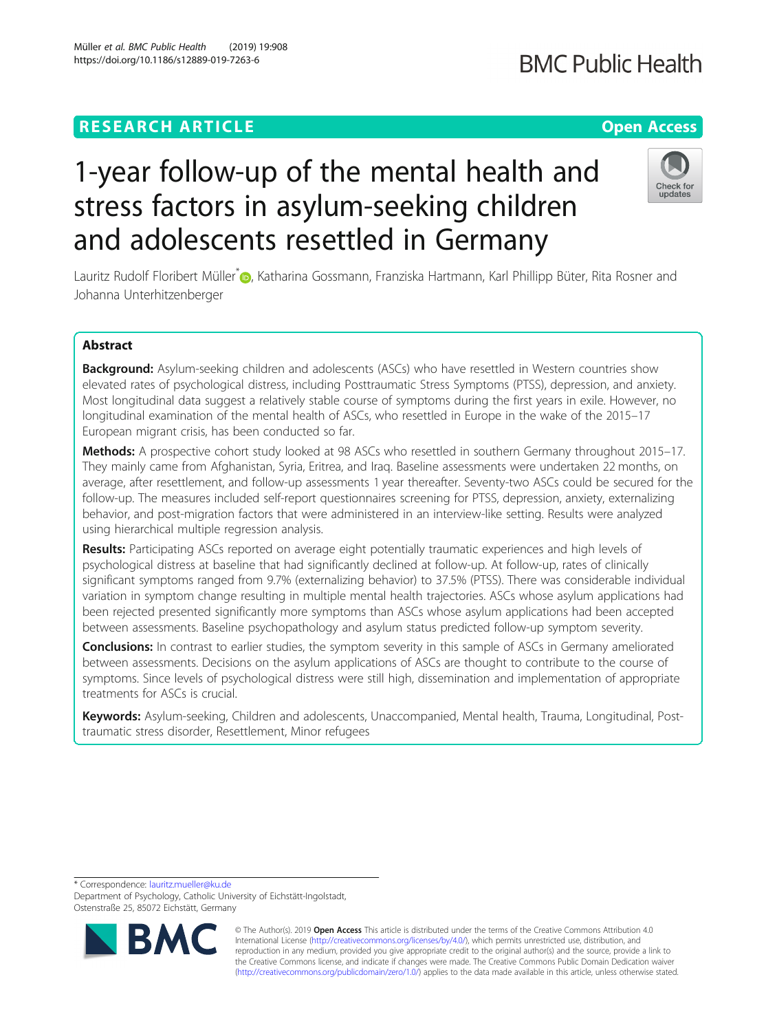RESEARCH ARTICLE

Open Access

# 1-year follow-up of the mental health and stress factors in asylum-seeking children and adolescents resettled in Germany

Lauritz Rudolf Floribert Müller*, Katharina Gossmann, Franziska Hartmann, Karl Phillipp Büter, Rita Rosner and Johanna Unterhitzenberger

## Abstract

**Background:** Asylum-seeking children and adolescents (ASCs) who have resettled in Western countries show elevated rates of psychological distress, including Posttraumatic Stress Symptoms (PTSS), depression, and anxiety. Most longitudinal data suggest a relatively stable course of symptoms during the first years in exile. However, no longitudinal examination of the mental health of ASCs, who resettled in Europe in the wake of the 2015–17 European migrant crisis, has been conducted so far.

**Methods:** A prospective cohort study looked at 98 ASCs who resettled in southern Germany throughout 2015–17. They mainly came from Afghanistan, Syria, Eritrea, and Iraq. Baseline assessments were undertaken 22 months, on average, after resettlement, and follow-up assessments 1 year thereafter. Seventy-two ASCs could be secured for the follow-up. The measures included self-report questionnaires screening for PTSS, depression, anxiety, externalizing behavior, and post-migration factors that were administered in an interview-like setting. Results were analyzed using hierarchical multiple regression analysis.

**Results:** Participating ASCs reported on average eight potentially traumatic experiences and high levels of psychological distress at baseline that had significantly declined at follow-up. At follow-up, rates of clinically significant symptoms ranged from 9.7% (externalizing behavior) to 37.5% (PTSS). There was considerable individual variation in symptom change resulting in multiple mental health trajectories. ASCs whose asylum applications had been rejected presented significantly more symptoms than ASCs whose asylum applications had been accepted between assessments. Baseline psychopathology and asylum status predicted follow-up symptom severity.

**Conclusions:** In contrast to earlier studies, the symptom severity in this sample of ASCs in Germany ameliorated between assessments. Decisions on the asylum applications of ASCs are thought to contribute to the course of symptoms. Since levels of psychological distress were still high, dissemination and implementation of appropriate treatments for ASCs is crucial.

**Keywords:** Asylum-seeking, Children and adolescents, Unaccompanied, Mental health, Trauma, Longitudinal, Post-traumatic stress disorder, Resettlement, Minor refugees

* Correspondence: lauritz.mueller@ku.de
Department of Psychology, Catholic University of Eichstätt-Ingolstadt, Ostenstraße 25, 85072 Eichstätt, Germany

© The Author(s). 2019 **Open Access** This article is distributed under the terms of the Creative Commons Attribution 4.0 International License (http://creativecommons.org/licenses/by/4.0/), which permits unrestricted use, distribution, and reproduction in any medium, provided you give appropriate credit to the original author(s) and the source, provide a link to the Creative Commons license, and indicate if changes were made. The Creative Commons Public Domain Dedication waiver (http://creativecommons.org/publicdomain/zero/1.0/) applies to the data made available in this article, unless otherwise stated.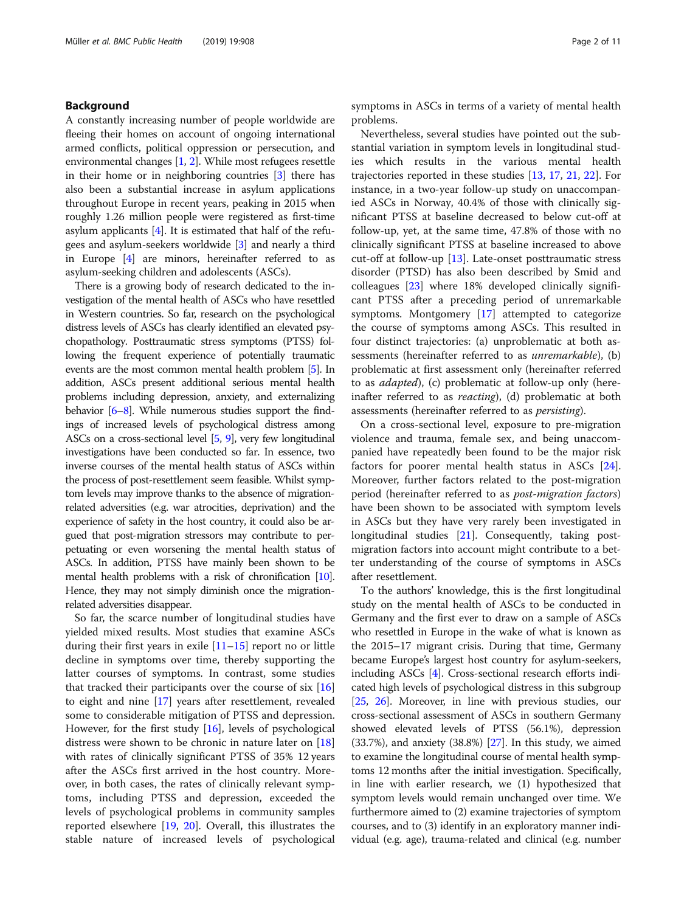## Background

A constantly increasing number of people worldwide are fleeing their homes on account of ongoing international armed conflicts, political oppression or persecution, and environmental changes [1, 2]. While most refugees resettle in their home or in neighboring countries [3] there has also been a substantial increase in asylum applications throughout Europe in recent years, peaking in 2015 when roughly 1.26 million people were registered as first-time asylum applicants [4]. It is estimated that half of the refugees and asylum-seekers worldwide [3] and nearly a third in Europe [4] are minors, hereinafter referred to as asylum-seeking children and adolescents (ASCs).

There is a growing body of research dedicated to the investigation of the mental health of ASCs who have resettled in Western countries. So far, research on the psychological distress levels of ASCs has clearly identified an elevated psychopathology. Posttraumatic stress symptoms (PTSS) following the frequent experience of potentially traumatic events are the most common mental health problem [5]. In addition, ASCs present additional serious mental health problems including depression, anxiety, and externalizing behavior [6–8]. While numerous studies support the findings of increased levels of psychological distress among ASCs on a cross-sectional level [5, 9], very few longitudinal investigations have been conducted so far. In essence, two inverse courses of the mental health status of ASCs within the process of post-resettlement seem feasible. Whilst symptom levels may improve thanks to the absence of migration-related adversities (e.g. war atrocities, deprivation) and the experience of safety in the host country, it could also be argued that post-migration stressors may contribute to perpetuating or even worsening the mental health status of ASCs. In addition, PTSS have mainly been shown to be mental health problems with a risk of chronification [10]. Hence, they may not simply diminish once the migration-related adversities disappear.

So far, the scarce number of longitudinal studies have yielded mixed results. Most studies that examine ASCs during their first years in exile [11–15] report no or little decline in symptoms over time, thereby supporting the latter courses of symptoms. In contrast, some studies that tracked their participants over the course of six [16] to eight and nine [17] years after resettlement, revealed some to considerable mitigation of PTSS and depression. However, for the first study [16], levels of psychological distress were shown to be chronic in nature later on [18] with rates of clinically significant PTSS of 35% 12 years after the ASCs first arrived in the host country. Moreover, in both cases, the rates of clinically relevant symptoms, including PTSS and depression, exceeded the levels of psychological problems in community samples reported elsewhere [19, 20]. Overall, this illustrates the stable nature of increased levels of psychological symptoms in ASCs in terms of a variety of mental health problems.

Nevertheless, several studies have pointed out the substantial variation in symptom levels in longitudinal studies which results in the various mental health trajectories reported in these studies [13, 17, 21, 22]. For instance, in a two-year follow-up study on unaccompanied ASCs in Norway, 40.4% of those with clinically significant PTSS at baseline decreased to below cut-off at follow-up, yet, at the same time, 47.8% of those with no clinically significant PTSS at baseline increased to above cut-off at follow-up [13]. Late-onset posttraumatic stress disorder (PTSD) has also been described by Smid and colleagues [23] where 18% developed clinically significant PTSS after a preceding period of unremarkable symptoms. Montgomery [17] attempted to categorize the course of symptoms among ASCs. This resulted in four distinct trajectories: (a) unproblematic at both assessments (hereinafter referred to as *unremarkable*), (b) problematic at first assessment only (hereinafter referred to as *adapted*), (c) problematic at follow-up only (hereinafter referred to as *reacting*), (d) problematic at both assessments (hereinafter referred to as *persisting*).

On a cross-sectional level, exposure to pre-migration violence and trauma, female sex, and being unaccompanied have repeatedly been found to be the major risk factors for poorer mental health status in ASCs [24]. Moreover, further factors related to the post-migration period (hereinafter referred to as *post-migration factors*) have been shown to be associated with symptom levels in ASCs but they have very rarely been investigated in longitudinal studies [21]. Consequently, taking post-migration factors into account might contribute to a better understanding of the course of symptoms in ASCs after resettlement.

To the authors' knowledge, this is the first longitudinal study on the mental health of ASCs to be conducted in Germany and the first ever to draw on a sample of ASCs who resettled in Europe in the wake of what is known as the 2015–17 migrant crisis. During that time, Germany became Europe's largest host country for asylum-seekers, including ASCs [4]. Cross-sectional research efforts indicated high levels of psychological distress in this subgroup [25, 26]. Moreover, in line with previous studies, our cross-sectional assessment of ASCs in southern Germany showed elevated levels of PTSS (56.1%), depression (33.7%), and anxiety (38.8%) [27]. In this study, we aimed to examine the longitudinal course of mental health symptoms 12 months after the initial investigation. Specifically, in line with earlier research, we (1) hypothesized that symptom levels would remain unchanged over time. We furthermore aimed to (2) examine trajectories of symptom courses, and to (3) identify in an exploratory manner individual (e.g. age), trauma-related and clinical (e.g. number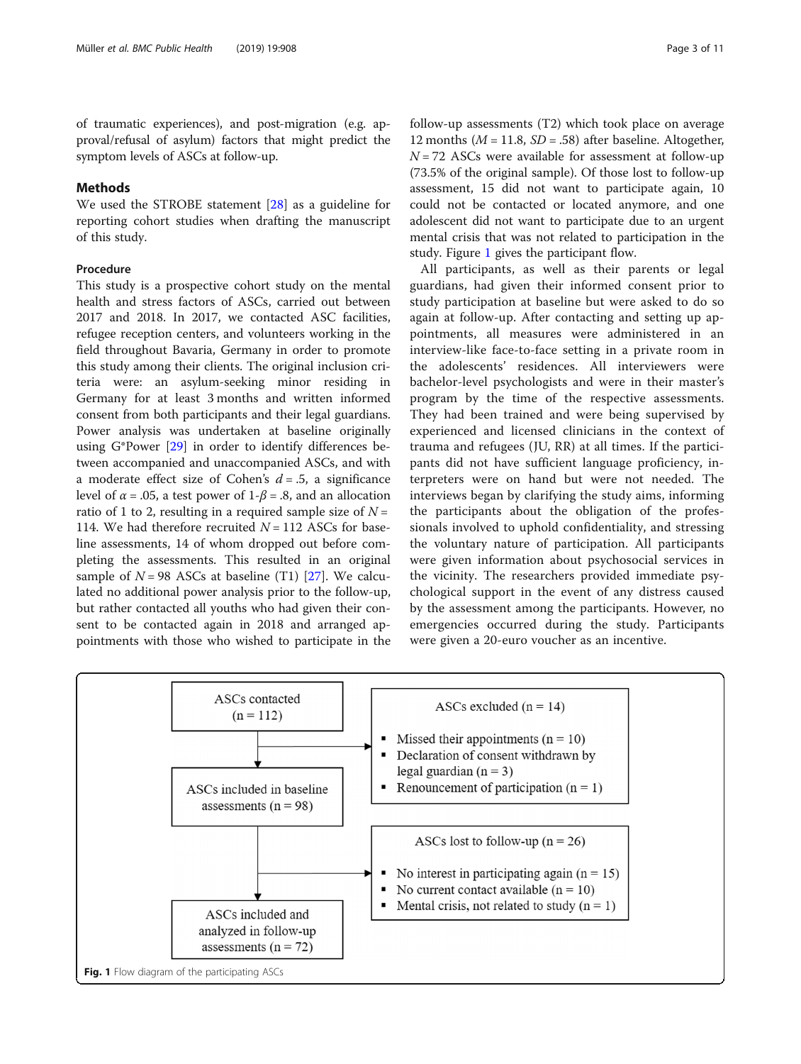of traumatic experiences), and post-migration (e.g. approval/refusal of asylum) factors that might predict the symptom levels of ASCs at follow-up.

## Methods

We used the STROBE statement [28] as a guideline for reporting cohort studies when drafting the manuscript of this study.

### Procedure

This study is a prospective cohort study on the mental health and stress factors of ASCs, carried out between 2017 and 2018. In 2017, we contacted ASC facilities, refugee reception centers, and volunteers working in the field throughout Bavaria, Germany in order to promote this study among their clients. The original inclusion criteria were: an asylum-seeking minor residing in Germany for at least 3 months and written informed consent from both participants and their legal guardians. Power analysis was undertaken at baseline originally using G*Power [29] in order to identify differences between accompanied and unaccompanied ASCs, and with a moderate effect size of Cohen's $d = .5$, a significance level of $\alpha = .05$, a test power of $1\text{-}\beta = .8$, and an allocation ratio of 1 to 2, resulting in a required sample size of $N = 114$. We had therefore recruited $N = 112$ ASCs for baseline assessments, 14 of whom dropped out before completing the assessments. This resulted in an original sample of $N = 98$ ASCs at baseline (T1) [27]. We calculated no additional power analysis prior to the follow-up, but rather contacted all youths who had given their consent to be contacted again in 2018 and arranged appointments with those who wished to participate in the follow-up assessments (T2) which took place on average 12 months ($M = 11.8$, $SD = .58$) after baseline. Altogether, $N = 72$ ASCs were available for assessment at follow-up (73.5% of the original sample). Of those lost to follow-up assessment, 15 did not want to participate again, 10 could not be contacted or located anymore, and one adolescent did not want to participate due to an urgent mental crisis that was not related to participation in the study. Figure 1 gives the participant flow.

All participants, as well as their parents or legal guardians, had given their informed consent prior to study participation at baseline but were asked to do so again at follow-up. After contacting and setting up appointments, all measures were administered in an interview-like face-to-face setting in a private room in the adolescents' residences. All interviewers were bachelor-level psychologists and were in their master's program by the time of the respective assessments. They had been trained and were being supervised by experienced and licensed clinicians in the context of trauma and refugees (JU, RR) at all times. If the participants did not have sufficient language proficiency, interpreters were on hand but were not needed. The interviews began by clarifying the study aims, informing the participants about the obligation of the professionals involved to uphold confidentiality, and stressing the voluntary nature of participation. All participants were given information about psychosocial services in the vicinity. The researchers provided immediate psychological support in the event of any distress caused by the assessment among the participants. However, no emergencies occurred during the study. Participants were given a 20-euro voucher as an incentive.

ASCs contacted (n = 112)

ASCs excluded (n = 14)
- Missed their appointments (n = 10)
- Declaration of consent withdrawn by legal guardian (n = 3)
- Renouncement of participation (n = 1)

ASCs included in baseline assessments (n = 98)

ASCs lost to follow-up (n = 26)
- No interest in participating again (n = 15)
- No current contact available (n = 10)
- Mental crisis, not related to study (n = 1)

ASCs included and analyzed in follow-up assessments (n = 72)

**Fig. 1** Flow diagram of the participating ASCs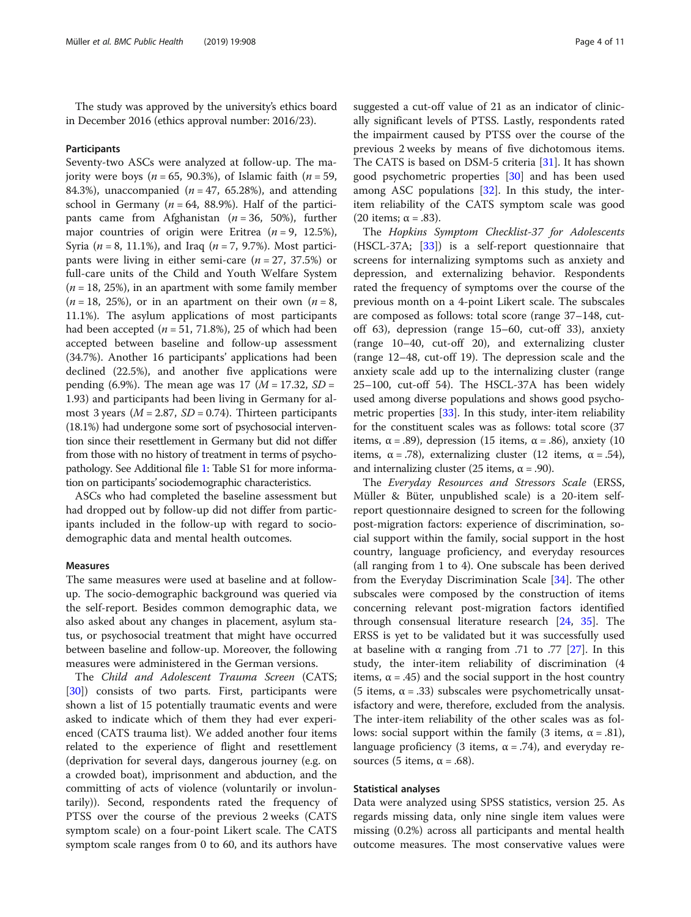The study was approved by the university's ethics board in December 2016 (ethics approval number: 2016/23).

### Participants

Seventy-two ASCs were analyzed at follow-up. The majority were boys ($n$ = 65, 90.3%), of Islamic faith ($n$ = 59, 84.3%), unaccompanied ($n$ = 47, 65.28%), and attending school in Germany ($n$ = 64, 88.9%). Half of the participants came from Afghanistan ($n$ = 36, 50%), further major countries of origin were Eritrea ($n$ = 9, 12.5%), Syria ($n$ = 8, 11.1%), and Iraq ($n$ = 7, 9.7%). Most participants were living in either semi-care ($n$ = 27, 37.5%) or full-care units of the Child and Youth Welfare System ($n$ = 18, 25%), in an apartment with some family member ($n$ = 18, 25%), or in an apartment on their own ($n$ = 8, 11.1%). The asylum applications of most participants had been accepted ($n$ = 51, 71.8%), 25 of which had been accepted between baseline and follow-up assessment (34.7%). Another 16 participants' applications had been declined (22.5%), and another five applications were pending (6.9%). The mean age was 17 ($M$ = 17.32, $SD$ = 1.93) and participants had been living in Germany for almost 3 years ($M$ = 2.87, $SD$ = 0.74). Thirteen participants (18.1%) had undergone some sort of psychosocial intervention since their resettlement in Germany but did not differ from those with no history of treatment in terms of psychopathology. See Additional file 1: Table S1 for more information on participants' sociodemographic characteristics.

ASCs who had completed the baseline assessment but had dropped out by follow-up did not differ from participants included in the follow-up with regard to sociodemographic data and mental health outcomes.

### Measures

The same measures were used at baseline and at follow-up. The socio-demographic background was queried via the self-report. Besides common demographic data, we also asked about any changes in placement, asylum status, or psychosocial treatment that might have occurred between baseline and follow-up. Moreover, the following measures were administered in the German versions.

The *Child and Adolescent Trauma Screen* (CATS; [30]) consists of two parts. First, participants were shown a list of 15 potentially traumatic events and were asked to indicate which of them they had ever experienced (CATS trauma list). We added another four items related to the experience of flight and resettlement (deprivation for several days, dangerous journey (e.g. on a crowded boat), imprisonment and abduction, and the committing of acts of violence (voluntarily or involuntarily)). Second, respondents rated the frequency of PTSS over the course of the previous 2 weeks (CATS symptom scale) on a four-point Likert scale. The CATS symptom scale ranges from 0 to 60, and its authors have suggested a cut-off value of 21 as an indicator of clinically significant levels of PTSS. Lastly, respondents rated the impairment caused by PTSS over the course of the previous 2 weeks by means of five dichotomous items. The CATS is based on DSM-5 criteria [31]. It has shown good psychometric properties [30] and has been used among ASC populations [32]. In this study, the inter-item reliability of the CATS symptom scale was good (20 items; α = .83).

The *Hopkins Symptom Checklist-37 for Adolescents* (HSCL-37A; [33]) is a self-report questionnaire that screens for internalizing symptoms such as anxiety and depression, and externalizing behavior. Respondents rated the frequency of symptoms over the course of the previous month on a 4-point Likert scale. The subscales are composed as follows: total score (range 37–148, cut-off 63), depression (range 15–60, cut-off 33), anxiety (range 10–40, cut-off 20), and externalizing cluster (range 12–48, cut-off 19). The depression scale and the anxiety scale add up to the internalizing cluster (range 25–100, cut-off 54). The HSCL-37A has been widely used among diverse populations and shows good psychometric properties [33]. In this study, inter-item reliability for the constituent scales was as follows: total score (37 items, α = .89), depression (15 items, α = .86), anxiety (10 items, α = .78), externalizing cluster (12 items, α = .54), and internalizing cluster (25 items, α = .90).

The *Everyday Resources and Stressors Scale* (ERSS, Müller & Büter, unpublished scale) is a 20-item self-report questionnaire designed to screen for the following post-migration factors: experience of discrimination, social support within the family, social support in the host country, language proficiency, and everyday resources (all ranging from 1 to 4). One subscale has been derived from the Everyday Discrimination Scale [34]. The other subscales were composed by the construction of items concerning relevant post-migration factors identified through consensual literature research [24, 35]. The ERSS is yet to be validated but it was successfully used at baseline with α ranging from .71 to .77 [27]. In this study, the inter-item reliability of discrimination (4 items, α = .45) and the social support in the host country (5 items, α = .33) subscales were psychometrically unsatisfactory and were, therefore, excluded from the analysis. The inter-item reliability of the other scales was as follows: social support within the family (3 items, α = .81), language proficiency (3 items, α = .74), and everyday resources (5 items, α = .68).

### Statistical analyses

Data were analyzed using SPSS statistics, version 25. As regards missing data, only nine single item values were missing (0.2%) across all participants and mental health outcome measures. The most conservative values were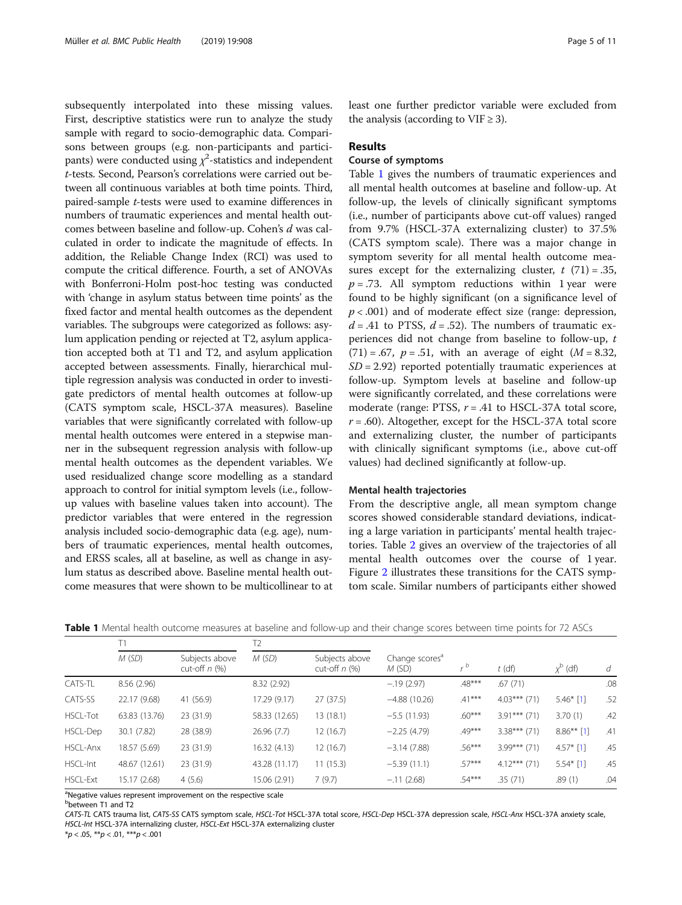subsequently interpolated into these missing values. First, descriptive statistics were run to analyze the study sample with regard to socio-demographic data. Comparisons between groups (e.g. non-participants and participants) were conducted using $\chi^2$-statistics and independent *t*-tests. Second, Pearson's correlations were carried out between all continuous variables at both time points. Third, paired-sample *t*-tests were used to examine differences in numbers of traumatic experiences and mental health outcomes between baseline and follow-up. Cohen's *d* was calculated in order to indicate the magnitude of effects. In addition, the Reliable Change Index (RCI) was used to compute the critical difference. Fourth, a set of ANOVAs with Bonferroni-Holm post-hoc testing was conducted with 'change in asylum status between time points' as the fixed factor and mental health outcomes as the dependent variables. The subgroups were categorized as follows: asylum application pending or rejected at T2, asylum application accepted both at T1 and T2, and asylum application accepted between assessments. Finally, hierarchical multiple regression analysis was conducted in order to investigate predictors of mental health outcomes at follow-up (CATS symptom scale, HSCL-37A measures). Baseline variables that were significantly correlated with follow-up mental health outcomes were entered in a stepwise manner in the subsequent regression analysis with follow-up mental health outcomes as the dependent variables. We used residualized change score modelling as a standard approach to control for initial symptom levels (i.e., follow-up values with baseline values taken into account). The predictor variables that were entered in the regression analysis included socio-demographic data (e.g. age), numbers of traumatic experiences, mental health outcomes, and ERSS scales, all at baseline, as well as change in asylum status as described above. Baseline mental health outcome measures that were shown to be multicollinear to at least one further predictor variable were excluded from the analysis (according to VIF ≥ 3).

## Results

### Course of symptoms

Table 1 gives the numbers of traumatic experiences and all mental health outcomes at baseline and follow-up. At follow-up, the levels of clinically significant symptoms (i.e., number of participants above cut-off values) ranged from 9.7% (HSCL-37A externalizing cluster) to 37.5% (CATS symptom scale). There was a major change in symptom severity for all mental health outcome measures except for the externalizing cluster, $t$ (71) = .35, $p$ = .73. All symptom reductions within 1 year were found to be highly significant (on a significance level of $p < .001$) and of moderate effect size (range: depression, $d$ = .41 to PTSS, $d$ = .52). The numbers of traumatic experiences did not change from baseline to follow-up, $t$ (71) = .67, $p$ = .51, with an average of eight ($M$ = 8.32, $SD$ = 2.92) reported potentially traumatic experiences at follow-up. Symptom levels at baseline and follow-up were significantly correlated, and these correlations were moderate (range: PTSS, $r$ = .41 to HSCL-37A total score, $r$ = .60). Altogether, except for the HSCL-37A total score and externalizing cluster, the number of participants with clinically significant symptoms (i.e., above cut-off values) had declined significantly at follow-up.

### Mental health trajectories

From the descriptive angle, all mean symptom change scores showed considerable standard deviations, indicating a large variation in participants' mental health trajectories. Table 2 gives an overview of the trajectories of all mental health outcomes over the course of 1 year. Figure 2 illustrates these transitions for the CATS symptom scale. Similar numbers of participants either showed

**Table 1** Mental health outcome measures at baseline and follow-up and their change scores between time points for 72 ASCs

| | T1 | | T2 | | | | | | |
|---|---|---|---|---|---|---|---|---|---|
| | *M* (*SD*) | Subjects above cut-off *n* (%) | *M* (*SD*) | Subjects above cut-off *n* (%) | Change scores[a] *M* (SD) | *r* [b] | *t* (df) | $\chi^b$ (df) | *d* |
| CATS-TL | 8.56 (2.96) | | 8.32 (2.92) | | −.19 (2.97) | .48*** | .67 (71) | | .08 |
| CATS-SS | 22.17 (9.68) | 41 (56.9) | 17.29 (9.17) | 27 (37.5) | −4.88 (10.26) | .41*** | 4.03*** (71) | 5.46* [1] | .52 |
| HSCL-Tot | 63.83 (13.76) | 23 (31.9) | 58.33 (12.65) | 13 (18.1) | −5.5 (11.93) | .60*** | 3.91*** (71) | 3.70 (1) | .42 |
| HSCL-Dep | 30.1 (7.82) | 28 (38.9) | 26.96 (7.7) | 12 (16.7) | −2.25 (4.79) | .49*** | 3.38*** (71) | 8.86** [1] | .41 |
| HSCL-Anx | 18.57 (5.69) | 23 (31.9) | 16.32 (4.13) | 12 (16.7) | −3.14 (7.88) | .56*** | 3.99*** (71) | 4.57* [1] | .45 |
| HSCL-Int | 48.67 (12.61) | 23 (31.9) | 43.28 (11.17) | 11 (15.3) | −5.39 (11.1) | .57*** | 4.12*** (71) | 5.54* [1] | .45 |
| HSCL-Ext | 15.17 (2.68) | 4 (5.6) | 15.06 (2.91) | 7 (9.7) | −.11 (2.68) | .54*** | .35 (71) | .89 (1) | .04 |

[a]Negative values represent improvement on the respective scale
[b]between T1 and T2
*CATS-TL* CATS trauma list, *CATS-SS* CATS symptom scale, *HSCL-Tot* HSCL-37A total score, *HSCL-Dep* HSCL-37A depression scale, *HSCL-Anx* HSCL-37A anxiety scale, *HSCL-Int* HSCL-37A internalizing cluster, *HSCL-Ext* HSCL-37A externalizing cluster
\*$p$ < .05, \*\*$p$ < .01, \*\*\*$p$ < .001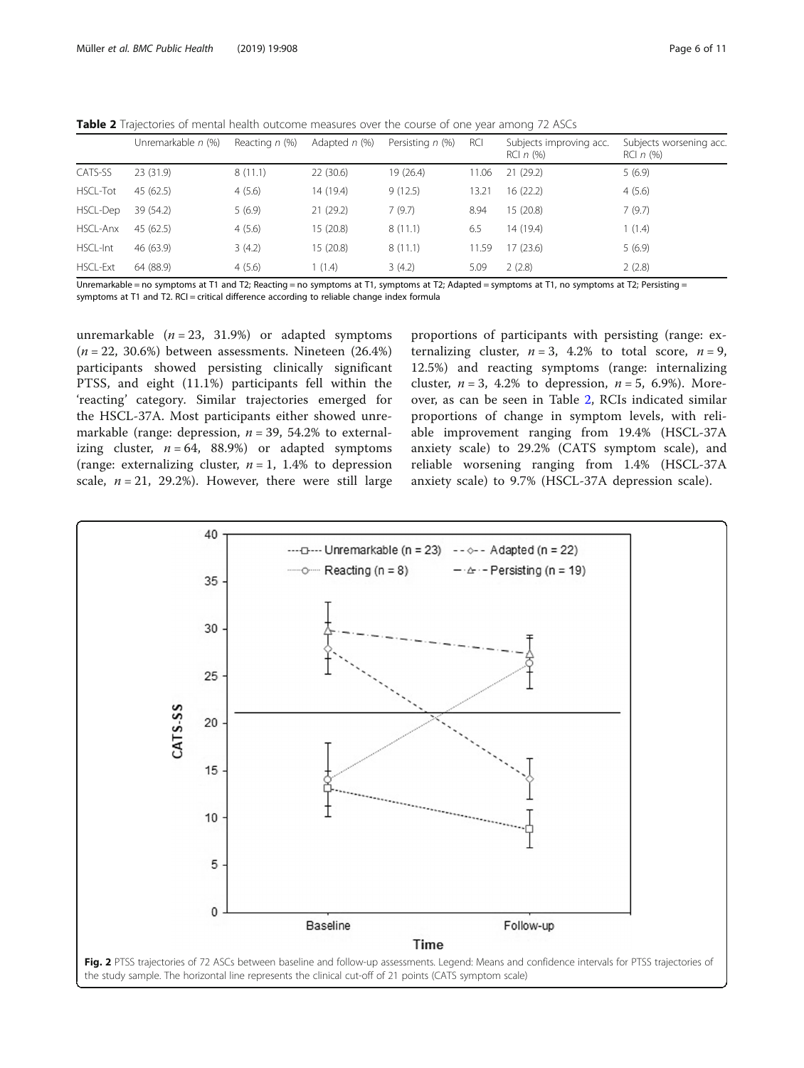**Table 2** Trajectories of mental health outcome measures over the course of one year among 72 ASCs

|  | Unremarkable *n* (%) | Reacting *n* (%) | Adapted *n* (%) | Persisting *n* (%) | RCI | Subjects improving acc. RCI *n* (%) | Subjects worsening acc. RCI *n* (%) |
|---|---|---|---|---|---|---|---|
| CATS-SS | 23 (31.9) | 8 (11.1) | 22 (30.6) | 19 (26.4) | 11.06 | 21 (29.2) | 5 (6.9) |
| HSCL-Tot | 45 (62.5) | 4 (5.6) | 14 (19.4) | 9 (12.5) | 13.21 | 16 (22.2) | 4 (5.6) |
| HSCL-Dep | 39 (54.2) | 5 (6.9) | 21 (29.2) | 7 (9.7) | 8.94 | 15 (20.8) | 7 (9.7) |
| HSCL-Anx | 45 (62.5) | 4 (5.6) | 15 (20.8) | 8 (11.1) | 6.5 | 14 (19.4) | 1 (1.4) |
| HSCL-Int | 46 (63.9) | 3 (4.2) | 15 (20.8) | 8 (11.1) | 11.59 | 17 (23.6) | 5 (6.9) |
| HSCL-Ext | 64 (88.9) | 4 (5.6) | 1 (1.4) | 3 (4.2) | 5.09 | 2 (2.8) | 2 (2.8) |

Unremarkable = no symptoms at T1 and T2; Reacting = no symptoms at T1, symptoms at T2; Adapted = symptoms at T1, no symptoms at T2; Persisting = symptoms at T1 and T2. RCI = critical difference according to reliable change index formula

unremarkable ($n = 23$, 31.9%) or adapted symptoms ($n = 22$, 30.6%) between assessments. Nineteen (26.4%) participants showed persisting clinically significant PTSS, and eight (11.1%) participants fell within the 'reacting' category. Similar trajectories emerged for the HSCL-37A. Most participants either showed unremarkable (range: depression, $n = 39$, 54.2% to externalizing cluster, $n = 64$, 88.9%) or adapted symptoms (range: externalizing cluster, $n = 1$, 1.4% to depression scale, $n = 21$, 29.2%). However, there were still large proportions of participants with persisting (range: externalizing cluster, $n = 3$, 4.2% to total score, $n = 9$, 12.5%) and reacting symptoms (range: internalizing cluster, $n = 3$, 4.2% to depression, $n = 5$, 6.9%). Moreover, as can be seen in Table 2, RCIs indicated similar proportions of change in symptom levels, with reliable improvement ranging from 19.4% (HSCL-37A anxiety scale) to 29.2% (CATS symptom scale), and reliable worsening ranging from 1.4% (HSCL-37A anxiety scale) to 9.7% (HSCL-37A depression scale).

**Fig. 2** PTSS trajectories of 72 ASCs between baseline and follow-up assessments. Legend: Means and confidence intervals for PTSS trajectories of the study sample. The horizontal line represents the clinical cut-off of 21 points (CATS symptom scale)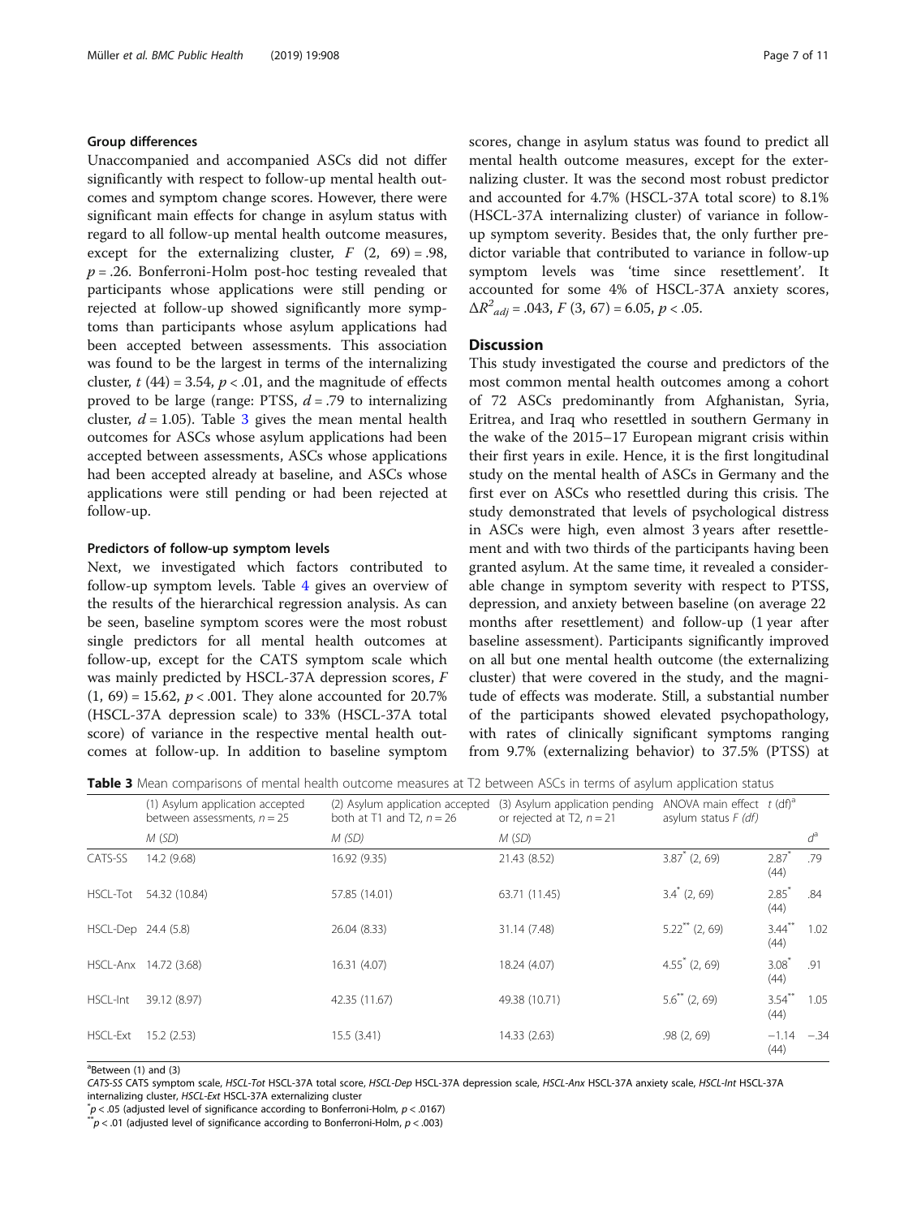### Group differences

Unaccompanied and accompanied ASCs did not differ significantly with respect to follow-up mental health outcomes and symptom change scores. However, there were significant main effects for change in asylum status with regard to all follow-up mental health outcome measures, except for the externalizing cluster, $F$ (2, 69) = .98, $p$ = .26. Bonferroni-Holm post-hoc testing revealed that participants whose applications were still pending or rejected at follow-up showed significantly more symptoms than participants whose asylum applications had been accepted between assessments. This association was found to be the largest in terms of the internalizing cluster, $t$ (44) = 3.54, $p$ < .01, and the magnitude of effects proved to be large (range: PTSS, $d$ = .79 to internalizing cluster, $d$ = 1.05). Table 3 gives the mean mental health outcomes for ASCs whose asylum applications had been accepted between assessments, ASCs whose applications had been accepted already at baseline, and ASCs whose applications were still pending or had been rejected at follow-up.

### Predictors of follow-up symptom levels

Next, we investigated which factors contributed to follow-up symptom levels. Table 4 gives an overview of the results of the hierarchical regression analysis. As can be seen, baseline symptom scores were the most robust single predictors for all mental health outcomes at follow-up, except for the CATS symptom scale which was mainly predicted by HSCL-37A depression scores, $F$ (1, 69) = 15.62, $p$ < .001. They alone accounted for 20.7% (HSCL-37A depression scale) to 33% (HSCL-37A total score) of variance in the respective mental health outcomes at follow-up. In addition to baseline symptom scores, change in asylum status was found to predict all mental health outcome measures, except for the externalizing cluster. It was the second most robust predictor and accounted for 4.7% (HSCL-37A total score) to 8.1% (HSCL-37A internalizing cluster) of variance in follow-up symptom severity. Besides that, the only further predictor variable that contributed to variance in follow-up symptom levels was 'time since resettlement'. It accounted for some 4% of HSCL-37A anxiety scores, $\Delta R^2_{adj}$ = .043, $F$ (3, 67) = 6.05, $p$ < .05.

## Discussion

This study investigated the course and predictors of the most common mental health outcomes among a cohort of 72 ASCs predominantly from Afghanistan, Syria, Eritrea, and Iraq who resettled in southern Germany in the wake of the 2015–17 European migrant crisis within their first years in exile. Hence, it is the first longitudinal study on the mental health of ASCs in Germany and the first ever on ASCs who resettled during this crisis. The study demonstrated that levels of psychological distress in ASCs were high, even almost 3 years after resettlement and with two thirds of the participants having been granted asylum. At the same time, it revealed a considerable change in symptom severity with respect to PTSS, depression, and anxiety between baseline (on average 22 months after resettlement) and follow-up (1 year after baseline assessment). Participants significantly improved on all but one mental health outcome (the externalizing cluster) that were covered in the study, and the magnitude of effects was moderate. Still, a substantial number of the participants showed elevated psychopathology, with rates of clinically significant symptoms ranging from 9.7% (externalizing behavior) to 37.5% (PTSS) at

**Table 3** Mean comparisons of mental health outcome measures at T2 between ASCs in terms of asylum application status

| | (1) Asylum application accepted between assessments, $n = 25$ | (2) Asylum application accepted both at T1 and T2, $n = 26$ | (3) Asylum application pending or rejected at T2, $n = 21$ | ANOVA main effect asylum status $F$ ($df$) | $t$ (df)[a] | |
|---|---|---|---|---|---|---|
| | $M$ ($SD$) | $M$ ($SD$) | $M$ ($SD$) | | | $d$[a] |
| CATS-SS | 14.2 (9.68) | 16.92 (9.35) | 21.43 (8.52) | 3.87[*] (2, 69) | 2.87[*] (44) | .79 |
| HSCL-Tot | 54.32 (10.84) | 57.85 (14.01) | 63.71 (11.45) | 3.4[*] (2, 69) | 2.85[*] (44) | .84 |
| HSCL-Dep | 24.4 (5.8) | 26.04 (8.33) | 31.14 (7.48) | 5.22[**] (2, 69) | 3.44[**] (44) | 1.02 |
| HSCL-Anx | 14.72 (3.68) | 16.31 (4.07) | 18.24 (4.07) | 4.55[*] (2, 69) | 3.08[*] (44) | .91 |
| HSCL-Int | 39.12 (8.97) | 42.35 (11.67) | 49.38 (10.71) | 5.6[**] (2, 69) | 3.54[**] (44) | 1.05 |
| HSCL-Ext | 15.2 (2.53) | 15.5 (3.41) | 14.33 (2.63) | .98 (2, 69) | −1.14 (44) | −.34 |

[a]Between (1) and (3)

*CATS-SS* CATS symptom scale, *HSCL-Tot* HSCL-37A total score, *HSCL-Dep* HSCL-37A depression scale, *HSCL-Anx* HSCL-37A anxiety scale, *HSCL-Int* HSCL-37A internalizing cluster, *HSCL-Ext* HSCL-37A externalizing cluster

[*]$p$ < .05 (adjusted level of significance according to Bonferroni-Holm, $p$ < .0167)

[**]$p$ < .01 (adjusted level of significance according to Bonferroni-Holm, $p$ < .003)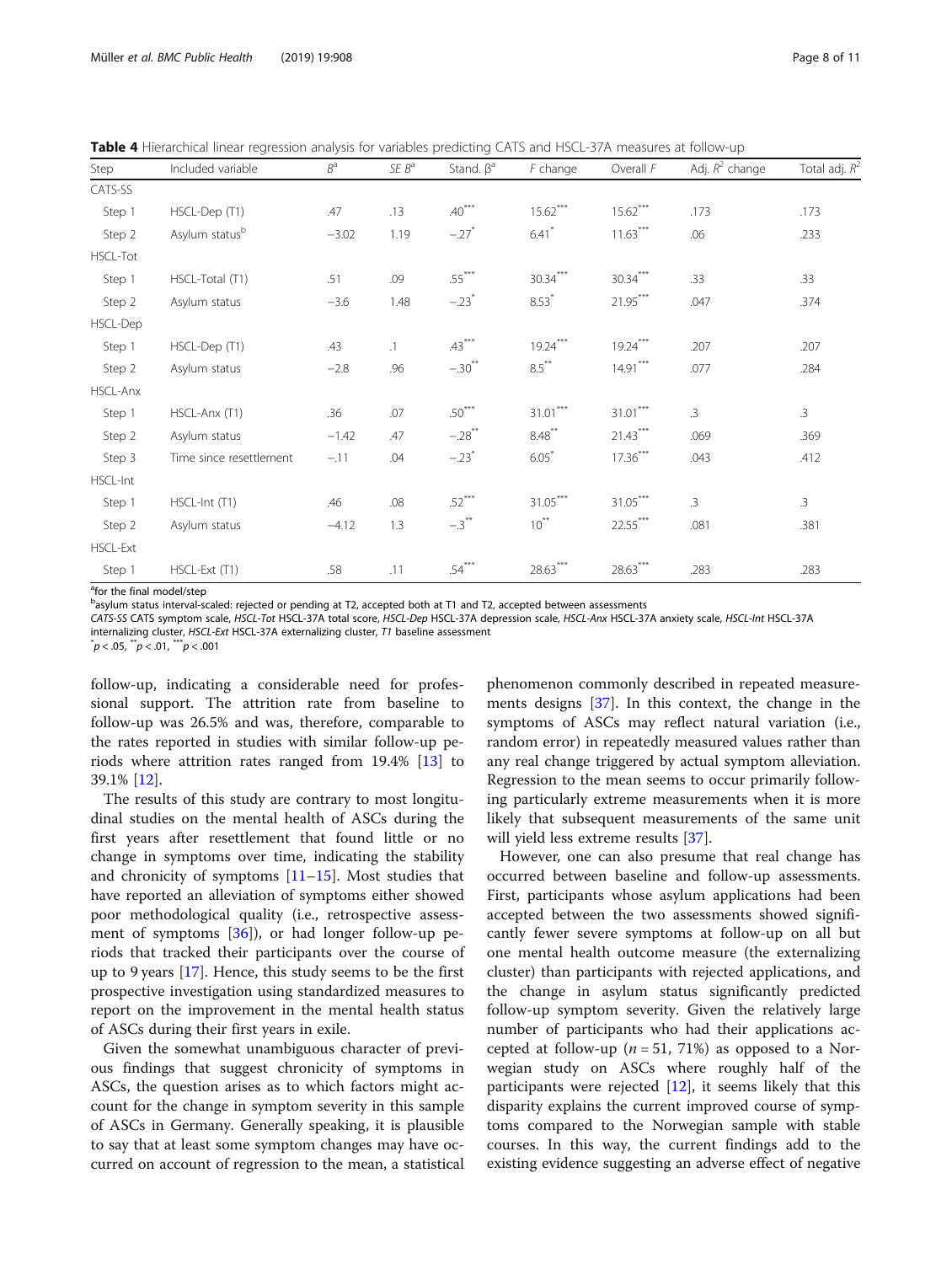**Table 4** Hierarchical linear regression analysis for variables predicting CATS and HSCL-37A measures at follow-up

| Step | Included variable | $B^a$ | $SE\ B^a$ | Stand. $\beta^a$ | $F$ change | Overall $F$ | Adj. $R^2$ change | Total adj. $R^2$ |
|---|---|---|---|---|---|---|---|---|
| CATS-SS | | | | | | | | |
| Step 1 | HSCL-Dep (T1) | .47 | .13 | .40*** | 15.62*** | 15.62*** | .173 | .173 |
| Step 2 | Asylum status[b] | −3.02 | 1.19 | −.27* | 6.41* | 11.63*** | .06 | .233 |
| HSCL-Tot | | | | | | | | |
| Step 1 | HSCL-Total (T1) | .51 | .09 | .55*** | 30.34*** | 30.34*** | .33 | .33 |
| Step 2 | Asylum status | −3.6 | 1.48 | −.23* | 8.53* | 21.95*** | .047 | .374 |
| HSCL-Dep | | | | | | | | |
| Step 1 | HSCL-Dep (T1) | .43 | .1 | .43*** | 19.24*** | 19.24*** | .207 | .207 |
| Step 2 | Asylum status | −2.8 | .96 | −.30** | 8.5** | 14.91*** | .077 | .284 |
| HSCL-Anx | | | | | | | | |
| Step 1 | HSCL-Anx (T1) | .36 | .07 | .50*** | 31.01*** | 31.01*** | .3 | .3 |
| Step 2 | Asylum status | −1.42 | .47 | −.28** | 8.48** | 21.43*** | .069 | .369 |
| Step 3 | Time since resettlement | −.11 | .04 | −.23* | 6.05* | 17.36*** | .043 | .412 |
| HSCL-Int | | | | | | | | |
| Step 1 | HSCL-Int (T1) | .46 | .08 | .52*** | 31.05*** | 31.05*** | .3 | .3 |
| Step 2 | Asylum status | −4.12 | 1.3 | −.3** | 10** | 22.55*** | .081 | .381 |
| HSCL-Ext | | | | | | | | |
| Step 1 | HSCL-Ext (T1) | .58 | .11 | .54*** | 28.63*** | 28.63*** | .283 | .283 |

[a]for the final model/step
[b]asylum status interval-scaled: rejected or pending at T2, accepted both at T1 and T2, accepted between assessments
*CATS-SS* CATS symptom scale, *HSCL-Tot* HSCL-37A total score, *HSCL-Dep* HSCL-37A depression scale, *HSCL-Anx* HSCL-37A anxiety scale, *HSCL-Int* HSCL-37A internalizing cluster, *HSCL-Ext* HSCL-37A externalizing cluster, *T1* baseline assessment
*$p < .05$, **$p < .01$, ***$p < .001$

follow-up, indicating a considerable need for professional support. The attrition rate from baseline to follow-up was 26.5% and was, therefore, comparable to the rates reported in studies with similar follow-up periods where attrition rates ranged from 19.4% [13] to 39.1% [12].

The results of this study are contrary to most longitudinal studies on the mental health of ASCs during the first years after resettlement that found little or no change in symptoms over time, indicating the stability and chronicity of symptoms [11–15]. Most studies that have reported an alleviation of symptoms either showed poor methodological quality (i.e., retrospective assessment of symptoms [36]), or had longer follow-up periods that tracked their participants over the course of up to 9 years [17]. Hence, this study seems to be the first prospective investigation using standardized measures to report on the improvement in the mental health status of ASCs during their first years in exile.

Given the somewhat unambiguous character of previous findings that suggest chronicity of symptoms in ASCs, the question arises as to which factors might account for the change in symptom severity in this sample of ASCs in Germany. Generally speaking, it is plausible to say that at least some symptom changes may have occurred on account of regression to the mean, a statistical phenomenon commonly described in repeated measurements designs [37]. In this context, the change in the symptoms of ASCs may reflect natural variation (i.e., random error) in repeatedly measured values rather than any real change triggered by actual symptom alleviation. Regression to the mean seems to occur primarily following particularly extreme measurements when it is more likely that subsequent measurements of the same unit will yield less extreme results [37].

However, one can also presume that real change has occurred between baseline and follow-up assessments. First, participants whose asylum applications had been accepted between the two assessments showed significantly fewer severe symptoms at follow-up on all but one mental health outcome measure (the externalizing cluster) than participants with rejected applications, and the change in asylum status significantly predicted follow-up symptom severity. Given the relatively large number of participants who had their applications accepted at follow-up ($n = 51$, 71%) as opposed to a Norwegian study on ASCs where roughly half of the participants were rejected [12], it seems likely that this disparity explains the current improved course of symptoms compared to the Norwegian sample with stable courses. In this way, the current findings add to the existing evidence suggesting an adverse effect of negative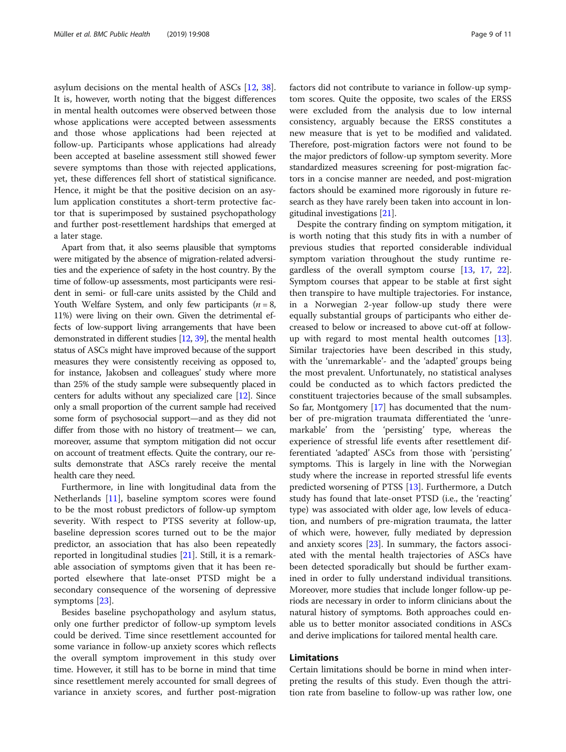asylum decisions on the mental health of ASCs [12, 38]. It is, however, worth noting that the biggest differences in mental health outcomes were observed between those whose applications were accepted between assessments and those whose applications had been rejected at follow-up. Participants whose applications had already been accepted at baseline assessment still showed fewer severe symptoms than those with rejected applications, yet, these differences fell short of statistical significance. Hence, it might be that the positive decision on an asylum application constitutes a short-term protective factor that is superimposed by sustained psychopathology and further post-resettlement hardships that emerged at a later stage.

Apart from that, it also seems plausible that symptoms were mitigated by the absence of migration-related adversities and the experience of safety in the host country. By the time of follow-up assessments, most participants were resident in semi- or full-care units assisted by the Child and Youth Welfare System, and only few participants ($n = 8$, 11%) were living on their own. Given the detrimental effects of low-support living arrangements that have been demonstrated in different studies [12, 39], the mental health status of ASCs might have improved because of the support measures they were consistently receiving as opposed to, for instance, Jakobsen and colleagues' study where more than 25% of the study sample were subsequently placed in centers for adults without any specialized care [12]. Since only a small proportion of the current sample had received some form of psychosocial support—and as they did not differ from those with no history of treatment— we can, moreover, assume that symptom mitigation did not occur on account of treatment effects. Quite the contrary, our results demonstrate that ASCs rarely receive the mental health care they need.

Furthermore, in line with longitudinal data from the Netherlands [11], baseline symptom scores were found to be the most robust predictors of follow-up symptom severity. With respect to PTSS severity at follow-up, baseline depression scores turned out to be the major predictor, an association that has also been repeatedly reported in longitudinal studies [21]. Still, it is a remarkable association of symptoms given that it has been reported elsewhere that late-onset PTSD might be a secondary consequence of the worsening of depressive symptoms [23].

Besides baseline psychopathology and asylum status, only one further predictor of follow-up symptom levels could be derived. Time since resettlement accounted for some variance in follow-up anxiety scores which reflects the overall symptom improvement in this study over time. However, it still has to be borne in mind that time since resettlement merely accounted for small degrees of variance in anxiety scores, and further post-migration factors did not contribute to variance in follow-up symptom scores. Quite the opposite, two scales of the ERSS were excluded from the analysis due to low internal consistency, arguably because the ERSS constitutes a new measure that is yet to be modified and validated. Therefore, post-migration factors were not found to be the major predictors of follow-up symptom severity. More standardized measures screening for post-migration factors in a concise manner are needed, and post-migration factors should be examined more rigorously in future research as they have rarely been taken into account in longitudinal investigations [21].

Despite the contrary finding on symptom mitigation, it is worth noting that this study fits in with a number of previous studies that reported considerable individual symptom variation throughout the study runtime regardless of the overall symptom course [13, 17, 22]. Symptom courses that appear to be stable at first sight then transpire to have multiple trajectories. For instance, in a Norwegian 2-year follow-up study there were equally substantial groups of participants who either decreased to below or increased to above cut-off at follow-up with regard to most mental health outcomes [13]. Similar trajectories have been described in this study, with the 'unremarkable'- and the 'adapted' groups being the most prevalent. Unfortunately, no statistical analyses could be conducted as to which factors predicted the constituent trajectories because of the small subsamples. So far, Montgomery [17] has documented that the number of pre-migration traumata differentiated the 'unremarkable' from the 'persisting' type, whereas the experience of stressful life events after resettlement differentiated 'adapted' ASCs from those with 'persisting' symptoms. This is largely in line with the Norwegian study where the increase in reported stressful life events predicted worsening of PTSS [13]. Furthermore, a Dutch study has found that late-onset PTSD (i.e., the 'reacting' type) was associated with older age, low levels of education, and numbers of pre-migration traumata, the latter of which were, however, fully mediated by depression and anxiety scores [23]. In summary, the factors associated with the mental health trajectories of ASCs have been detected sporadically but should be further examined in order to fully understand individual transitions. Moreover, more studies that include longer follow-up periods are necessary in order to inform clinicians about the natural history of symptoms. Both approaches could enable us to better monitor associated conditions in ASCs and derive implications for tailored mental health care.

## Limitations

Certain limitations should be borne in mind when interpreting the results of this study. Even though the attrition rate from baseline to follow-up was rather low, one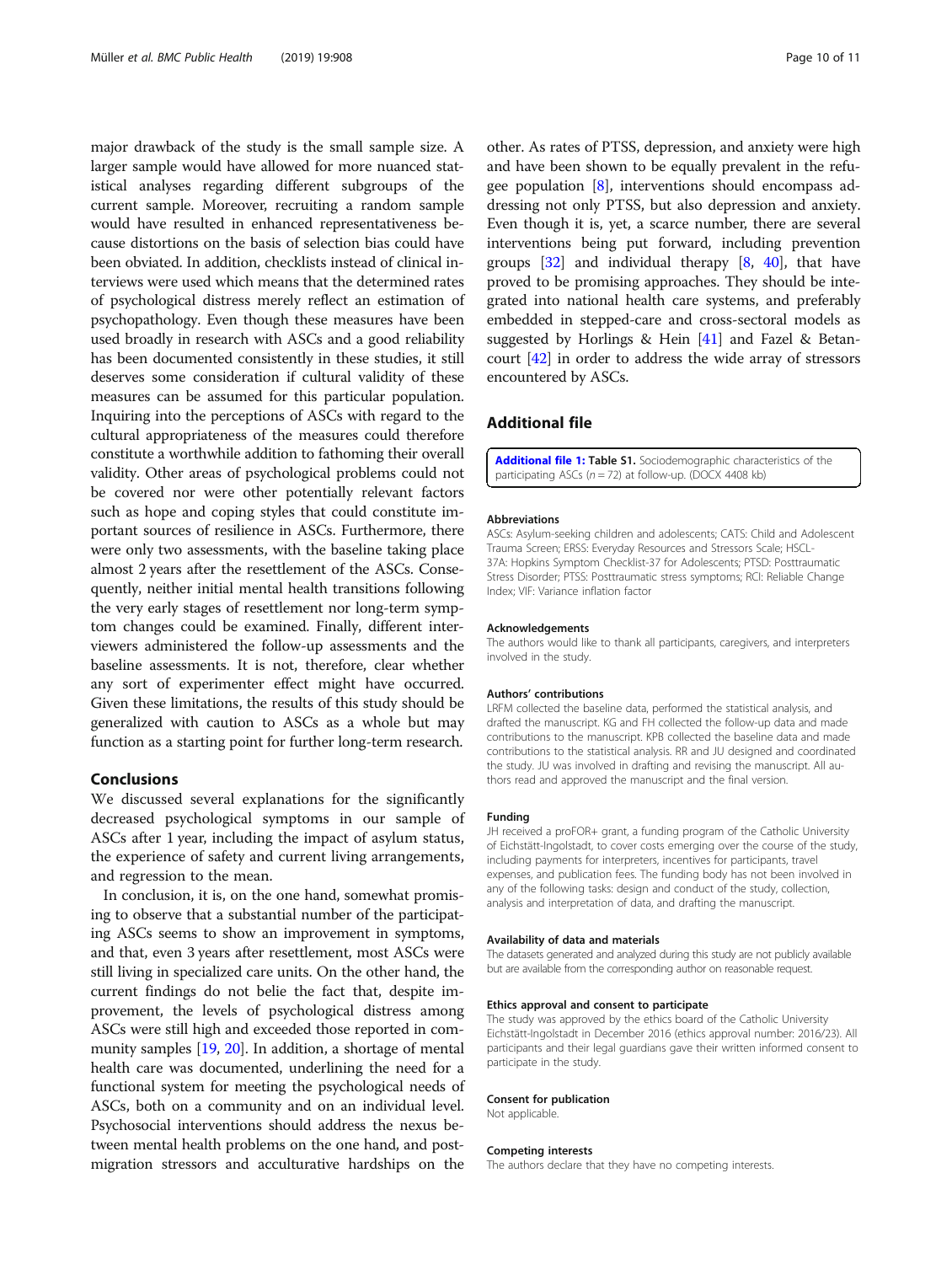major drawback of the study is the small sample size. A larger sample would have allowed for more nuanced statistical analyses regarding different subgroups of the current sample. Moreover, recruiting a random sample would have resulted in enhanced representativeness because distortions on the basis of selection bias could have been obviated. In addition, checklists instead of clinical interviews were used which means that the determined rates of psychological distress merely reflect an estimation of psychopathology. Even though these measures have been used broadly in research with ASCs and a good reliability has been documented consistently in these studies, it still deserves some consideration if cultural validity of these measures can be assumed for this particular population. Inquiring into the perceptions of ASCs with regard to the cultural appropriateness of the measures could therefore constitute a worthwhile addition to fathoming their overall validity. Other areas of psychological problems could not be covered nor were other potentially relevant factors such as hope and coping styles that could constitute important sources of resilience in ASCs. Furthermore, there were only two assessments, with the baseline taking place almost 2 years after the resettlement of the ASCs. Consequently, neither initial mental health transitions following the very early stages of resettlement nor long-term symptom changes could be examined. Finally, different interviewers administered the follow-up assessments and the baseline assessments. It is not, therefore, clear whether any sort of experimenter effect might have occurred. Given these limitations, the results of this study should be generalized with caution to ASCs as a whole but may function as a starting point for further long-term research.

## Conclusions

We discussed several explanations for the significantly decreased psychological symptoms in our sample of ASCs after 1 year, including the impact of asylum status, the experience of safety and current living arrangements, and regression to the mean.

In conclusion, it is, on the one hand, somewhat promising to observe that a substantial number of the participating ASCs seems to show an improvement in symptoms, and that, even 3 years after resettlement, most ASCs were still living in specialized care units. On the other hand, the current findings do not belie the fact that, despite improvement, the levels of psychological distress among ASCs were still high and exceeded those reported in community samples [19, 20]. In addition, a shortage of mental health care was documented, underlining the need for a functional system for meeting the psychological needs of ASCs, both on a community and on an individual level. Psychosocial interventions should address the nexus between mental health problems on the one hand, and post-migration stressors and acculturative hardships on the other. As rates of PTSS, depression, and anxiety were high and have been shown to be equally prevalent in the refugee population [8], interventions should encompass addressing not only PTSS, but also depression and anxiety. Even though it is, yet, a scarce number, there are several interventions being put forward, including prevention groups [32] and individual therapy [8, 40], that have proved to be promising approaches. They should be integrated into national health care systems, and preferably embedded in stepped-care and cross-sectoral models as suggested by Horlings & Hein [41] and Fazel & Betancourt [42] in order to address the wide array of stressors encountered by ASCs.

## Additional file

**Additional file 1: Table S1.** Sociodemographic characteristics of the participating ASCs ($n = 72$) at follow-up. (DOCX 4408 kb)

### Abbreviations

ASCs: Asylum-seeking children and adolescents; CATS: Child and Adolescent Trauma Screen; ERSS: Everyday Resources and Stressors Scale; HSCL-37A: Hopkins Symptom Checklist-37 for Adolescents; PTSD: Posttraumatic Stress Disorder; PTSS: Posttraumatic stress symptoms; RCI: Reliable Change Index; VIF: Variance inflation factor

### Acknowledgements

The authors would like to thank all participants, caregivers, and interpreters involved in the study.

### Authors' contributions

LRFM collected the baseline data, performed the statistical analysis, and drafted the manuscript. KG and FH collected the follow-up data and made contributions to the manuscript. KPB collected the baseline data and made contributions to the statistical analysis. RR and JU designed and coordinated the study. JU was involved in drafting and revising the manuscript. All authors read and approved the manuscript and the final version.

### Funding

JH received a proFOR+ grant, a funding program of the Catholic University of Eichstätt-Ingolstadt, to cover costs emerging over the course of the study, including payments for interpreters, incentives for participants, travel expenses, and publication fees. The funding body has not been involved in any of the following tasks: design and conduct of the study, collection, analysis and interpretation of data, and drafting the manuscript.

### Availability of data and materials

The datasets generated and analyzed during this study are not publicly available but are available from the corresponding author on reasonable request.

### Ethics approval and consent to participate

The study was approved by the ethics board of the Catholic University Eichstätt-Ingolstadt in December 2016 (ethics approval number: 2016/23). All participants and their legal guardians gave their written informed consent to participate in the study.

### Consent for publication

Not applicable.

### Competing interests

The authors declare that they have no competing interests.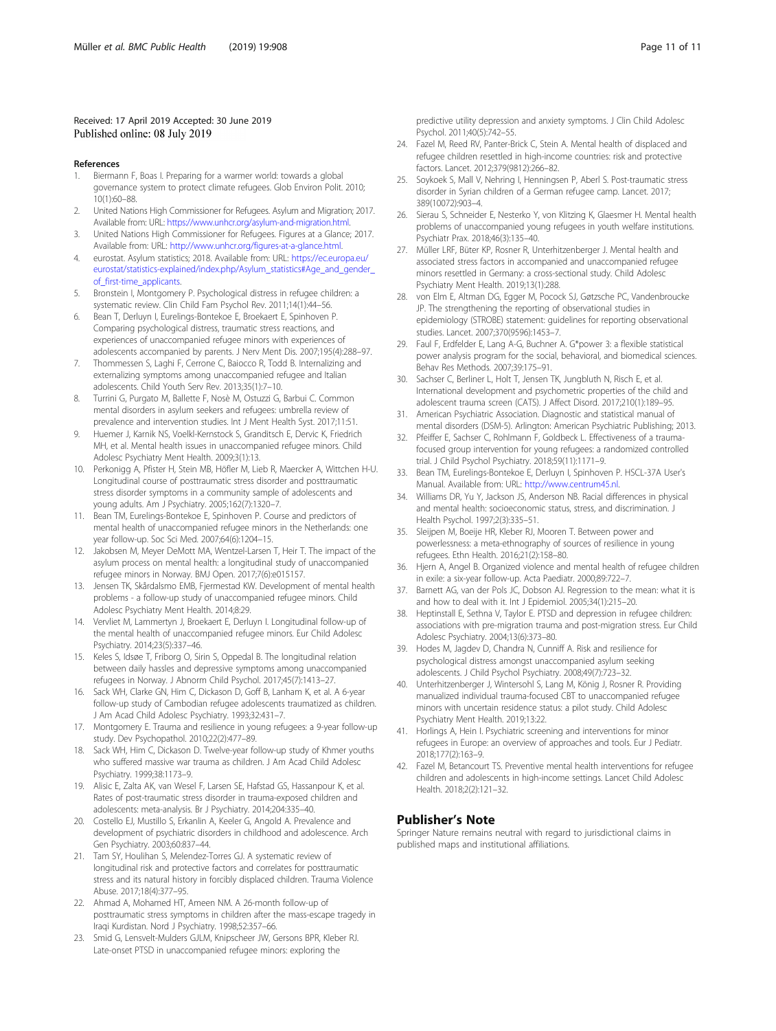Received: 17 April 2019 Accepted: 30 June 2019
Published online: 08 July 2019

## References

1. Biermann F, Boas I. Preparing for a warmer world: towards a global governance system to protect climate refugees. Glob Environ Polit. 2010; 10(1):60–88.
2. United Nations High Commissioner for Refugees. Asylum and Migration; 2017. Available from: URL: https://www.unhcr.org/asylum-and-migration.html.
3. United Nations High Commissioner for Refugees. Figures at a Glance; 2017. Available from: URL: http://www.unhcr.org/figures-at-a-glance.html.
4. eurostat. Asylum statistics; 2018. Available from: URL: https://ec.europa.eu/eurostat/statistics-explained/index.php/Asylum_statistics#Age_and_gender_of_first-time_applicants.
5. Bronstein I, Montgomery P. Psychological distress in refugee children: a systematic review. Clin Child Fam Psychol Rev. 2011;14(1):44–56.
6. Bean T, Derluyn I, Eurelings-Bontekoe E, Broekaert E, Spinhoven P. Comparing psychological distress, traumatic stress reactions, and experiences of unaccompanied refugee minors with experiences of adolescents accompanied by parents. J Nerv Ment Dis. 2007;195(4):288–97.
7. Thommessen S, Laghi F, Cerrone C, Baiocco R, Todd B. Internalizing and externalizing symptoms among unaccompanied refugee and Italian adolescents. Child Youth Serv Rev. 2013;35(1):7–10.
8. Turrini G, Purgato M, Ballette F, Nosè M, Ostuzzi G, Barbui C. Common mental disorders in asylum seekers and refugees: umbrella review of prevalence and intervention studies. Int J Ment Health Syst. 2017;11:51.
9. Huemer J, Karnik NS, Voelkl-Kernstock S, Granditsch E, Dervic K, Friedrich MH, et al. Mental health issues in unaccompanied refugee minors. Child Adolesc Psychiatry Ment Health. 2009;3(1):13.
10. Perkonigg A, Pfister H, Stein MB, Höfler M, Lieb R, Maercker A, Wittchen H-U. Longitudinal course of posttraumatic stress disorder and posttraumatic stress disorder symptoms in a community sample of adolescents and young adults. Am J Psychiatry. 2005;162(7):1320–7.
11. Bean TM, Eurelings-Bontekoe E, Spinhoven P. Course and predictors of mental health of unaccompanied refugee minors in the Netherlands: one year follow-up. Soc Sci Med. 2007;64(6):1204–15.
12. Jakobsen M, Meyer DeMott MA, Wentzel-Larsen T, Heir T. The impact of the asylum process on mental health: a longitudinal study of unaccompanied refugee minors in Norway. BMJ Open. 2017;7(6):e015157.
13. Jensen TK, Skårdalsmo EMB, Fjermestad KW. Development of mental health problems - a follow-up study of unaccompanied refugee minors. Child Adolesc Psychiatry Ment Health. 2014;8:29.
14. Vervliet M, Lammertyn J, Broekaert E, Derluyn I. Longitudinal follow-up of the mental health of unaccompanied refugee minors. Eur Child Adolesc Psychiatry. 2014;23(5):337–46.
15. Keles S, Idsøe T, Friborg O, Sirin S, Oppedal B. The longitudinal relation between daily hassles and depressive symptoms among unaccompanied refugees in Norway. J Abnorm Child Psychol. 2017;45(7):1413–27.
16. Sack WH, Clarke GN, Him C, Dickason D, Goff B, Lanham K, et al. A 6-year follow-up study of Cambodian refugee adolescents traumatized as children. J Am Acad Child Adolesc Psychiatry. 1993;32:431–7.
17. Montgomery E. Trauma and resilience in young refugees: a 9-year follow-up study. Dev Psychopathol. 2010;22(2):477–89.
18. Sack WH, Him C, Dickason D. Twelve-year follow-up study of Khmer youths who suffered massive war trauma as children. J Am Acad Child Adolesc Psychiatry. 1999;38:1173–9.
19. Alisic E, Zalta AK, van Wesel F, Larsen SE, Hafstad GS, Hassanpour K, et al. Rates of post-traumatic stress disorder in trauma-exposed children and adolescents: meta-analysis. Br J Psychiatry. 2014;204:335–40.
20. Costello EJ, Mustillo S, Erkanlin A, Keeler G, Angold A. Prevalence and development of psychiatric disorders in childhood and adolescence. Arch Gen Psychiatry. 2003;60:837–44.
21. Tam SY, Houlihan S, Melendez-Torres GJ. A systematic review of longitudinal risk and protective factors and correlates for posttraumatic stress and its natural history in forcibly displaced children. Trauma Violence Abuse. 2017;18(4):377–95.
22. Ahmad A, Mohamed HT, Ameen NM. A 26-month follow-up of posttraumatic stress symptoms in children after the mass-escape tragedy in Iraqi Kurdistan. Nord J Psychiatry. 1998;52:357–66.
23. Smid GE, Lensvelt-Mulders GJLM, Knipscheer JW, Gersons BPR, Kleber RJ. Late-onset PTSD in unaccompanied refugee minors: exploring the predictive utility depression and anxiety symptoms. J Clin Child Adolesc Psychol. 2011;40(5):742–55.
24. Fazel M, Reed RV, Panter-Brick C, Stein A. Mental health of displaced and refugee children resettled in high-income countries: risk and protective factors. Lancet. 2012;379(9812):266–82.
25. Soykoek S, Mall V, Nehring I, Henningsen P, Aberl S. Post-traumatic stress disorder in Syrian children of a German refugee camp. Lancet. 2017; 389(10072):903–4.
26. Sierau S, Schneider E, Nesterko Y, von Klitzing K, Glaesmer H. Mental health problems of unaccompanied young refugees in youth welfare institutions. Psychiatr Prax. 2018;46(3):135–40.
27. Müller LRF, Büter KP, Rosner R, Unterhitzenberger J. Mental health and associated stress factors in accompanied and unaccompanied refugee minors resettled in Germany: a cross-sectional study. Child Adolesc Psychiatry Ment Health. 2019;13(1):288.
28. von Elm E, Altman DG, Egger M, Pocock SJ, Gøtzsche PC, Vandenbroucke JP. The strengthening the reporting of observational studies in epidemiology (STROBE) statement: guidelines for reporting observational studies. Lancet. 2007;370(9596):1453–7.
29. Faul F, Erdfelder E, Lang A-G, Buchner A. G*power 3: a flexible statistical power analysis program for the social, behavioral, and biomedical sciences. Behav Res Methods. 2007;39:175–91.
30. Sachser C, Berliner L, Holt T, Jensen TK, Jungbluth N, Risch E, et al. International development and psychometric properties of the child and adolescent trauma screen (CATS). J Affect Disord. 2017;210(1):189–95.
31. American Psychiatric Association. Diagnostic and statistical manual of mental disorders (DSM-5). Arlington: American Psychiatric Publishing; 2013.
32. Pfeiffer E, Sachser C, Rohlmann F, Goldbeck L. Effectiveness of a trauma-focused group intervention for young refugees: a randomized controlled trial. J Child Psychol Psychiatry. 2018;59(11):1171–9.
33. Bean TM, Eurelings-Bontekoe E, Derluyn I, Spinhoven P. HSCL-37A User's Manual. Available from: URL: http://www.centrum45.nl.
34. Williams DR, Yu Y, Jackson JS, Anderson NB. Racial differences in physical and mental health: socioeconomic status, stress, and discrimination. J Health Psychol. 1997;2(3):335–51.
35. Sleijpen M, Boeije HR, Kleber RJ, Mooren T. Between power and powerlessness: a meta-ethnography of sources of resilience in young refugees. Ethn Health. 2016;21(2):158–80.
36. Hjern A, Angel B. Organized violence and mental health of refugee children in exile: a six-year follow-up. Acta Paediatr. 2000;89:722–7.
37. Barnett AG, van der Pols JC, Dobson AJ. Regression to the mean: what it is and how to deal with it. Int J Epidemiol. 2005;34(1):215–20.
38. Heptinstall E, Sethna V, Taylor E. PTSD and depression in refugee children: associations with pre-migration trauma and post-migration stress. Eur Child Adolesc Psychiatry. 2004;13(6):373–80.
39. Hodes M, Jagdev D, Chandra N, Cunniff A. Risk and resilience for psychological distress amongst unaccompanied asylum seeking adolescents. J Child Psychol Psychiatry. 2008;49(7):723–32.
40. Unterhitzenberger J, Wintersohl S, Lang M, König J, Rosner R. Providing manualized individual trauma-focused CBT to unaccompanied refugee minors with uncertain residence status: a pilot study. Child Adolesc Psychiatry Ment Health. 2019;13:22.
41. Horlings A, Hein I. Psychiatric screening and interventions for minor refugees in Europe: an overview of approaches and tools. Eur J Pediatr. 2018;177(2):163–9.
42. Fazel M, Betancourt TS. Preventive mental health interventions for refugee children and adolescents in high-income settings. Lancet Child Adolesc Health. 2018;2(2):121–32.

## Publisher's Note

Springer Nature remains neutral with regard to jurisdictional claims in published maps and institutional affiliations.